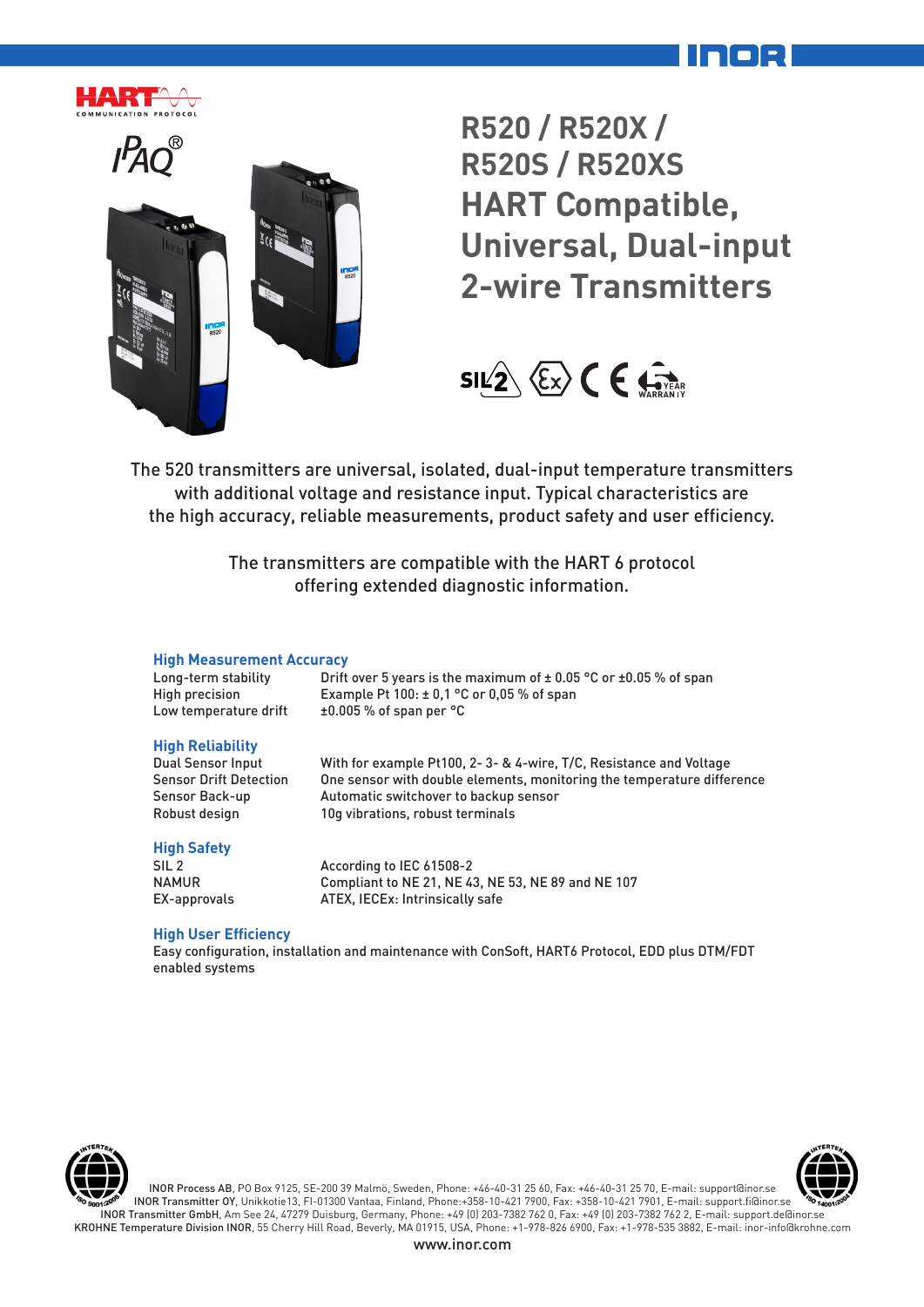# R520 / R520X / R520S / R520XS HART Compatible, Universal, Dual-input 2-wire Transmitters

The 520 transmitters are universal, isolated, dual-input temperature transmitters with additional voltage and resistance input. Typical characteristics are the high accuracy, reliable measurements, product safety and user efficiency.

The transmitters are compatible with the HART 6 protocol offering extended diagnostic information.

### High Measurement Accuracy

| | |
|---|---|
| Long-term stability | Drift over 5 years is the maximum of ± 0.05 °C or ±0.05 % of span |
| High precision | Example Pt 100: ± 0,1 °C or 0,05 % of span |
| Low temperature drift | ±0.005 % of span per °C |

### High Reliability

| | |
|---|---|
| Dual Sensor Input | With for example Pt100, 2- 3- & 4-wire, T/C, Resistance and Voltage |
| Sensor Drift Detection | One sensor with double elements, monitoring the temperature difference |
| Sensor Back-up | Automatic switchover to backup sensor |
| Robust design | 10g vibrations, robust terminals |

### High Safety

| | |
|---|---|
| SIL 2 | According to IEC 61508-2 |
| NAMUR | Compliant to NE 21, NE 43, NE 53, NE 89 and NE 107 |
| EX-approvals | ATEX, IECEx: Intrinsically safe |

### High User Efficiency

Easy configuration, installation and maintenance with ConSoft, HART6 Protocol, EDD plus DTM/FDT enabled systems

**INOR Process AB**, PO Box 9125, SE-200 39 Malmö, Sweden, Phone: +46-40-31 25 60, Fax: +46-40-31 25 70, E-mail: support@inor.se
**INOR Transmitter OY**, Unikkotie13, FI-01300 Vantaa, Finland, Phone:+358-10-421 7900, Fax: +358-10-421 7901, E-mail: support.fi@inor.se
**INOR Transmitter GmbH**, Am See 24, 47279 Duisburg, Germany, Phone: +49 (0) 203-7382 762 0, Fax: +49 (0) 203-7382 762 2, E-mail: support.de@inor.se
**KROHNE Temperature Division INOR**, 55 Cherry Hill Road, Beverly, MA 01915, USA, Phone: +1-978-826 6900, Fax: +1-978-535 3882, E-mail: inor-info@krohne.com

www.inor.com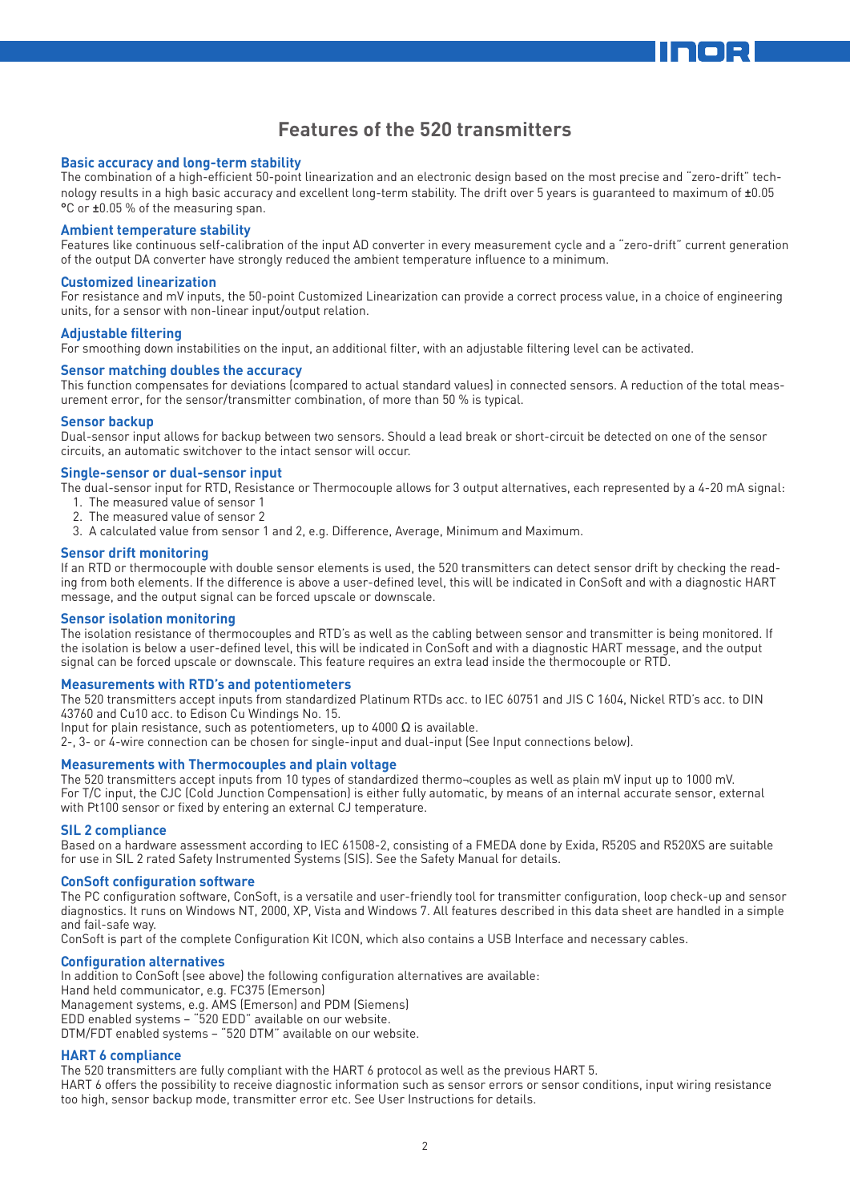# Features of the 520 transmitters

## Basic accuracy and long-term stability

The combination of a high-efficient 50-point linearization and an electronic design based on the most precise and "zero-drift" technology results in a high basic accuracy and excellent long-term stability. The drift over 5 years is guaranteed to maximum of ±0.05 °C or ±0.05 % of the measuring span.

## Ambient temperature stability

Features like continuous self-calibration of the input AD converter in every measurement cycle and a "zero-drift" current generation of the output DA converter have strongly reduced the ambient temperature influence to a minimum.

## Customized linearization

For resistance and mV inputs, the 50-point Customized Linearization can provide a correct process value, in a choice of engineering units, for a sensor with non-linear input/output relation.

## Adjustable filtering

For smoothing down instabilities on the input, an additional filter, with an adjustable filtering level can be activated.

## Sensor matching doubles the accuracy

This function compensates for deviations (compared to actual standard values) in connected sensors. A reduction of the total measurement error, for the sensor/transmitter combination, of more than 50 % is typical.

## Sensor backup

Dual-sensor input allows for backup between two sensors. Should a lead break or short-circuit be detected on one of the sensor circuits, an automatic switchover to the intact sensor will occur.

## Single-sensor or dual-sensor input

The dual-sensor input for RTD, Resistance or Thermocouple allows for 3 output alternatives, each represented by a 4-20 mA signal:

1. The measured value of sensor 1
2. The measured value of sensor 2
3. A calculated value from sensor 1 and 2, e.g. Difference, Average, Minimum and Maximum.

## Sensor drift monitoring

If an RTD or thermocouple with double sensor elements is used, the 520 transmitters can detect sensor drift by checking the reading from both elements. If the difference is above a user-defined level, this will be indicated in ConSoft and with a diagnostic HART message, and the output signal can be forced upscale or downscale.

## Sensor isolation monitoring

The isolation resistance of thermocouples and RTD's as well as the cabling between sensor and transmitter is being monitored. If the isolation is below a user-defined level, this will be indicated in ConSoft and with a diagnostic HART message, and the output signal can be forced upscale or downscale. This feature requires an extra lead inside the thermocouple or RTD.

## Measurements with RTD's and potentiometers

The 520 transmitters accept inputs from standardized Platinum RTDs acc. to IEC 60751 and JIS C 1604, Nickel RTD's acc. to DIN 43760 and Cu10 acc. to Edison Cu Windings No. 15.
Input for plain resistance, such as potentiometers, up to 4000 Ω is available.
2-, 3- or 4-wire connection can be chosen for single-input and dual-input (See Input connections below).

## Measurements with Thermocouples and plain voltage

The 520 transmitters accept inputs from 10 types of standardized thermo¬couples as well as plain mV input up to 1000 mV.
For T/C input, the CJC (Cold Junction Compensation) is either fully automatic, by means of an internal accurate sensor, external with Pt100 sensor or fixed by entering an external CJ temperature.

## SIL 2 compliance

Based on a hardware assessment according to IEC 61508-2, consisting of a FMEDA done by Exida, R520S and R520XS are suitable for use in SIL 2 rated Safety Instrumented Systems (SIS). See the Safety Manual for details.

## ConSoft configuration software

The PC configuration software, ConSoft, is a versatile and user-friendly tool for transmitter configuration, loop check-up and sensor diagnostics. It runs on Windows NT, 2000, XP, Vista and Windows 7. All features described in this data sheet are handled in a simple and fail-safe way.
ConSoft is part of the complete Configuration Kit ICON, which also contains a USB Interface and necessary cables.

## Configuration alternatives

In addition to ConSoft (see above) the following configuration alternatives are available:
Hand held communicator, e.g. FC375 (Emerson)
Management systems, e.g. AMS (Emerson) and PDM (Siemens)
EDD enabled systems – "520 EDD" available on our website.
DTM/FDT enabled systems – "520 DTM" available on our website.

## HART 6 compliance

The 520 transmitters are fully compliant with the HART 6 protocol as well as the previous HART 5.
HART 6 offers the possibility to receive diagnostic information such as sensor errors or sensor conditions, input wiring resistance too high, sensor backup mode, transmitter error etc. See User Instructions for details.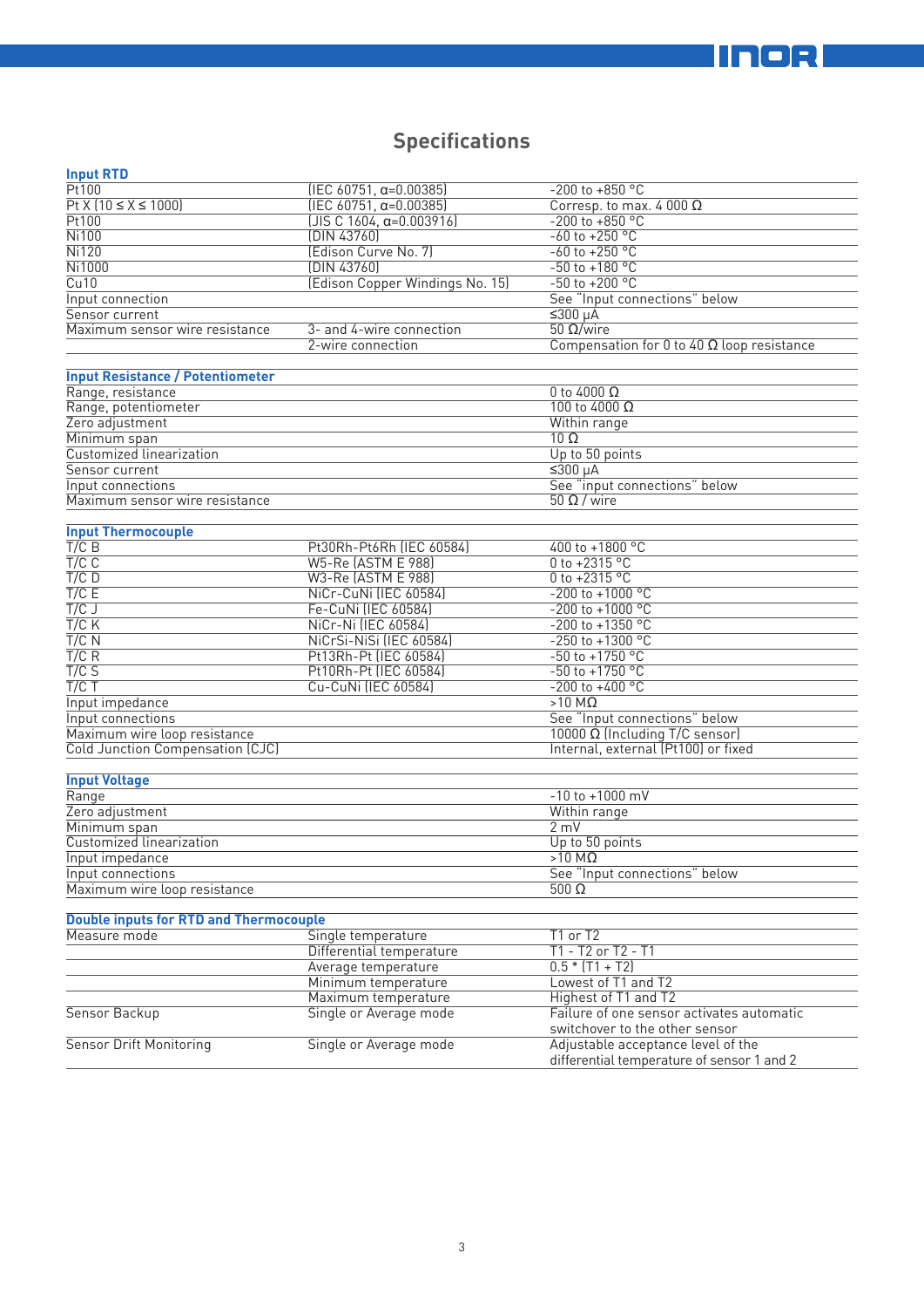# Specifications

## Input RTD

| | | |
|---|---|---|
| Pt100 | (IEC 60751, α=0.00385) | -200 to +850 °C |
| Pt X (10 ≤ X ≤ 1000) | (IEC 60751, α=0.00385) | Corresp. to max. 4 000 Ω |
| Pt100 | (JIS C 1604, α=0.003916) | -200 to +850 °C |
| Ni100 | (DIN 43760) | -60 to +250 °C |
| Ni120 | (Edison Curve No. 7) | -60 to +250 °C |
| Ni1000 | (DIN 43760) | -50 to +180 °C |
| Cu10 | (Edison Copper Windings No. 15) | -50 to +200 °C |
| Input connection | | See "Input connections" below |
| Sensor current | | ≤300 µA |
| Maximum sensor wire resistance | 3- and 4-wire connection | 50 Ω/wire |
| | 2-wire connection | Compensation for 0 to 40 Ω loop resistance |

## Input Resistance / Potentiometer

| | | |
|---|---|---|
| Range, resistance | | 0 to 4000 Ω |
| Range, potentiometer | | 100 to 4000 Ω |
| Zero adjustment | | Within range |
| Minimum span | | 10 Ω |
| Customized linearization | | Up to 50 points |
| Sensor current | | ≤300 µA |
| Input connections | | See "input connections" below |
| Maximum sensor wire resistance | | 50 Ω / wire |

## Input Thermocouple

| | | |
|---|---|---|
| T/C B | Pt30Rh-Pt6Rh (IEC 60584) | 400 to +1800 °C |
| T/C C | W5-Re (ASTM E 988) | 0 to +2315 °C |
| T/C D | W3-Re (ASTM E 988) | 0 to +2315 °C |
| T/C E | NiCr-CuNi (IEC 60584) | -200 to +1000 °C |
| T/C J | Fe-CuNi (IEC 60584) | -200 to +1000 °C |
| T/C K | NiCr-Ni (IEC 60584) | -200 to +1350 °C |
| T/C N | NiCrSi-NiSi (IEC 60584) | -250 to +1300 °C |
| T/C R | Pt13Rh-Pt (IEC 60584) | -50 to +1750 °C |
| T/C S | Pt10Rh-Pt (IEC 60584) | -50 to +1750 °C |
| T/C T | Cu-CuNi (IEC 60584) | -200 to +400 °C |
| Input impedance | | >10 MΩ |
| Input connections | | See "Input connections" below |
| Maximum wire loop resistance | | 10000 Ω (Including T/C sensor) |
| Cold Junction Compensation (CJC) | | Internal, external (Pt100) or fixed |

## Input Voltage

| | | |
|---|---|---|
| Range | | -10 to +1000 mV |
| Zero adjustment | | Within range |
| Minimum span | | 2 mV |
| Customized linearization | | Up to 50 points |
| Input impedance | | >10 MΩ |
| Input connections | | See "Input connections" below |
| Maximum wire loop resistance | | 500 Ω |

## Double inputs for RTD and Thermocouple

| | | |
|---|---|---|
| Measure mode | Single temperature | T1 or T2 |
| | Differential temperature | T1 - T2 or T2 - T1 |
| | Average temperature | 0.5 * (T1 + T2) |
| | Minimum temperature | Lowest of T1 and T2 |
| | Maximum temperature | Highest of T1 and T2 |
| Sensor Backup | Single or Average mode | Failure of one sensor activates automatic switchover to the other sensor |
| Sensor Drift Monitoring | Single or Average mode | Adjustable acceptance level of the differential temperature of sensor 1 and 2 |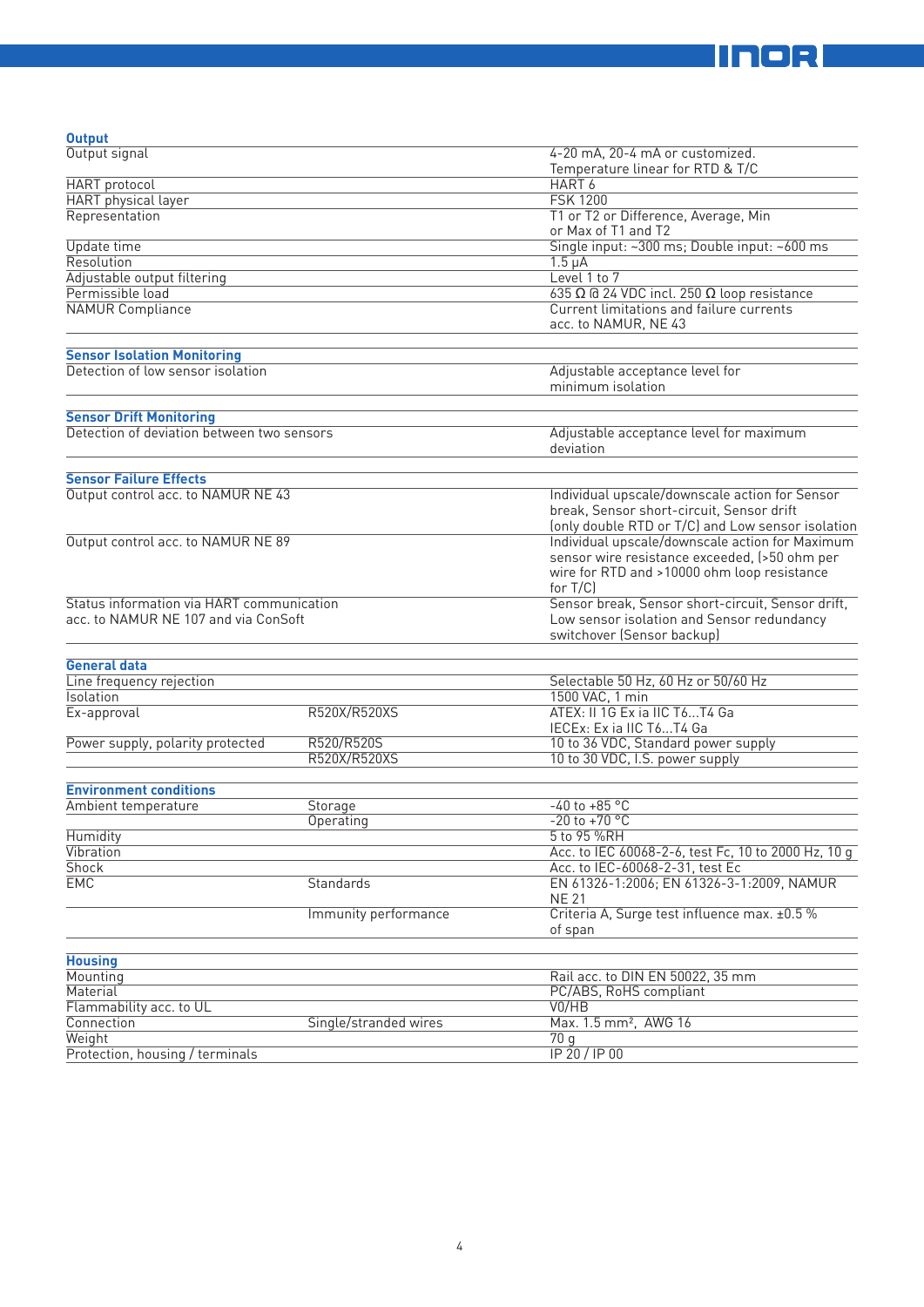### Output

| | | |
|---|---|---|
| Output signal | | 4-20 mA, 20-4 mA or customized. Temperature linear for RTD & T/C |
| HART protocol | | HART 6 |
| HART physical layer | | FSK 1200 |
| Representation | | T1 or T2 or Difference, Average, Min or Max of T1 and T2 |
| Update time | | Single input: ~300 ms; Double input: ~600 ms |
| Resolution | | 1.5 µA |
| Adjustable output filtering | | Level 1 to 7 |
| Permissible load | | 635 Ω @ 24 VDC incl. 250 Ω loop resistance |
| NAMUR Compliance | | Current limitations and failure currents acc. to NAMUR, NE 43 |

### Sensor Isolation Monitoring

| | | |
|---|---|---|
| Detection of low sensor isolation | | Adjustable acceptance level for minimum isolation |

### Sensor Drift Monitoring

| | | |
|---|---|---|
| Detection of deviation between two sensors | | Adjustable acceptance level for maximum deviation |

### Sensor Failure Effects

| | | |
|---|---|---|
| Output control acc. to NAMUR NE 43 | | Individual upscale/downscale action for Sensor break, Sensor short-circuit, Sensor drift (only double RTD or T/C) and Low sensor isolation |
| Output control acc. to NAMUR NE 89 | | Individual upscale/downscale action for Maximum sensor wire resistance exceeded, (>50 ohm per wire for RTD and >10000 ohm loop resistance for T/C) |
| Status information via HART communication acc. to NAMUR NE 107 and via ConSoft | | Sensor break, Sensor short-circuit, Sensor drift, Low sensor isolation and Sensor redundancy switchover (Sensor backup) |

### General data

| | | |
|---|---|---|
| Line frequency rejection | | Selectable 50 Hz, 60 Hz or 50/60 Hz |
| Isolation | | 1500 VAC, 1 min |
| Ex-approval | R520X/R520XS | ATEX: II 1G Ex ia IIC T6...T4 Ga<br>IECEx: Ex ia IIC T6...T4 Ga |
| Power supply, polarity protected | R520/R520S | 10 to 36 VDC, Standard power supply |
| | R520X/R520XS | 10 to 30 VDC, I.S. power supply |

### Environment conditions

| | | |
|---|---|---|
| Ambient temperature | Storage | -40 to +85 °C |
| | Operating | -20 to +70 °C |
| Humidity | | 5 to 95 %RH |
| Vibration | | Acc. to IEC 60068-2-6, test Fc, 10 to 2000 Hz, 10 g |
| Shock | | Acc. to IEC-60068-2-31, test Ec |
| EMC | Standards | EN 61326-1:2006; EN 61326-3-1:2009, NAMUR NE 21 |
| | Immunity performance | Criteria A, Surge test influence max. ±0.5 % of span |

### Housing

| | | |
|---|---|---|
| Mounting | | Rail acc. to DIN EN 50022, 35 mm |
| Material | | PC/ABS, RoHS compliant |
| Flammability acc. to UL | | V0/HB |
| Connection | Single/stranded wires | Max. 1.5 mm², AWG 16 |
| Weight | | 70 g |
| Protection, housing / terminals | | IP 20 / IP 00 |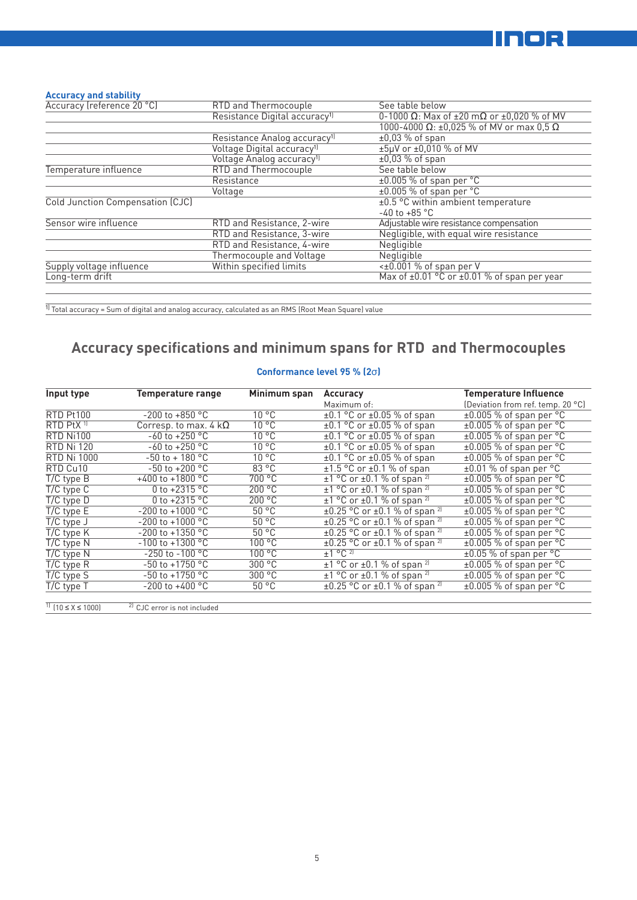### Accuracy and stability

| | | |
|---|---|---|
| Accuracy (reference 20 °C) | RTD and Thermocouple | See table below |
| | Resistance Digital accuracy[1] | 0-1000 Ω: Max of ±20 mΩ or ±0,020 % of MV |
| | | 1000-4000 Ω: ±0,025 % of MV or max 0,5 Ω |
| | Resistance Analog accuracy[1] | ±0,03 % of span |
| | Voltage Digital accuracy[1] | ±5µV or ±0,010 % of MV |
| | Voltage Analog accuracy[1] | ±0,03 % of span |
| Temperature influence | RTD and Thermocouple | See table below |
| | Resistance | ±0.005 % of span per °C |
| | Voltage | ±0.005 % of span per °C |
| Cold Junction Compensation (CJC) | | ±0.5 °C within ambient temperature -40 to +85 °C |
| Sensor wire influence | RTD and Resistance, 2-wire | Adjustable wire resistance compensation |
| | RTD and Resistance, 3-wire | Negligible, with equal wire resistance |
| | RTD and Resistance, 4-wire | Negligible |
| | Thermocouple and Voltage | Negligible |
| Supply voltage influence | Within specified limits | <±0.001 % of span per V |
| Long-term drift | | Max of ±0.01 °C or ±0.01 % of span per year |

[1] Total accuracy = Sum of digital and analog accuracy, calculated as an RMS (Root Mean Square) value

## Accuracy specifications and minimum spans for RTD and Thermocouples

**Conformance level 95 % (2σ)**

| Input type | Temperature range | Minimum span | Accuracy<br>Maximum of: | Temperature Influence<br>(Deviation from ref. temp. 20 °C) |
|---|---|---|---|---|
| RTD Pt100 | -200 to +850 °C | 10 °C | ±0.1 °C or ±0.05 % of span | ±0.005 % of span per °C |
| RTD PtX [1] | Corresp. to max. 4 kΩ | 10 °C | ±0.1 °C or ±0.05 % of span | ±0.005 % of span per °C |
| RTD Ni100 | -60 to +250 °C | 10 °C | ±0.1 °C or ±0.05 % of span | ±0.005 % of span per °C |
| RTD Ni 120 | -60 to +250 °C | 10 °C | ±0.1 °C or ±0.05 % of span | ±0.005 % of span per °C |
| RTD Ni 1000 | -50 to + 180 °C | 10 °C | ±0.1 °C or ±0.05 % of span | ±0.005 % of span per °C |
| RTD Cu10 | -50 to +200 °C | 83 °C | ±1.5 °C or ±0.1 % of span | ±0.01 % of span per °C |
| T/C type B | +400 to +1800 °C | 700 °C | ±1 °C or ±0.1 % of span [2] | ±0.005 % of span per °C |
| T/C type C | 0 to +2315 °C | 200 °C | ±1 °C or ±0.1 % of span [2] | ±0.005 % of span per °C |
| T/C type D | 0 to +2315 °C | 200 °C | ±1 °C or ±0.1 % of span [2] | ±0.005 % of span per °C |
| T/C type E | -200 to +1000 °C | 50 °C | ±0.25 °C or ±0.1 % of span [2] | ±0.005 % of span per °C |
| T/C type J | -200 to +1000 °C | 50 °C | ±0.25 °C or ±0.1 % of span [2] | ±0.005 % of span per °C |
| T/C type K | -200 to +1350 °C | 50 °C | ±0.25 °C or ±0.1 % of span [2] | ±0.005 % of span per °C |
| T/C type N | -100 to +1300 °C | 100 °C | ±0.25 °C or ±0.1 % of span [2] | ±0.005 % of span per °C |
| T/C type N | -250 to -100 °C | 100 °C | ±1 °C [2] | ±0.05 % of span per °C |
| T/C type R | -50 to +1750 °C | 300 °C | ±1 °C or ±0.1 % of span [2] | ±0.005 % of span per °C |
| T/C type S | -50 to +1750 °C | 300 °C | ±1 °C or ±0.1 % of span [2] | ±0.005 % of span per °C |
| T/C type T | -200 to +400 °C | 50 °C | ±0.25 °C or ±0.1 % of span [2] | ±0.005 % of span per °C |

[1] (10 ≤ X ≤ 1000) [2] CJC error is not included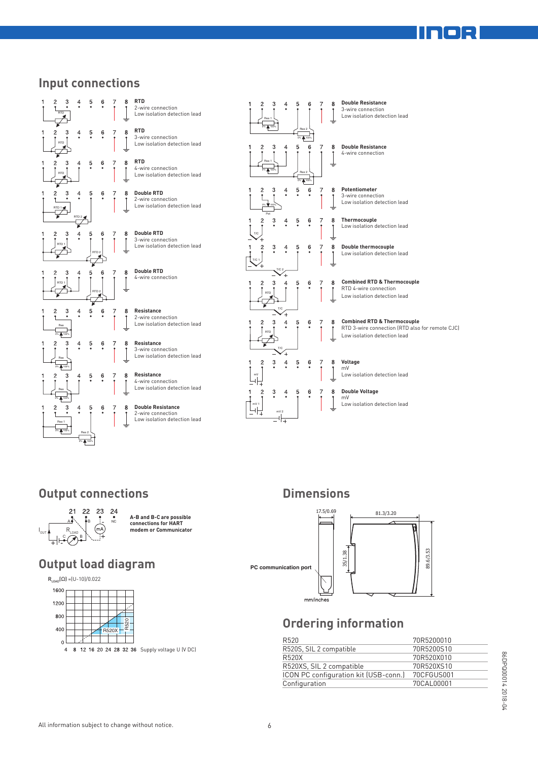## Input connections

**RTD**
2-wire connection
Low isolation detection lead

**RTD**
3-wire connection
Low isolation detection lead

**RTD**
4-wire connection
Low isolation detection lead

**Double RTD**
2-wire connection
Low isolation detection lead

**Double RTD**
3-wire connection
Low isolation detection lead

**Double RTD**
4-wire connection

**Resistance**
2-wire connection
Low isolation detection lead

**Resistance**
3-wire connection
Low isolation detection lead

**Resistance**
4-wire connection
Low isolation detection lead

**Double Resistance**
2-wire connection
Low isolation detection lead

**Double Resistance**
3-wire connection
Low isolation detection lead

**Double Resistance**
4-wire connection

**Potentiometer**
3-wire connection
Low isolation detection lead

**Thermocouple**
Low isolation detection lead

**Double thermocouple**
Low isolation detection lead

**Combined RTD & Thermocouple**
RTD 4-wire connection
Low isolation detection lead

**Combined RTD & Thermocouple**
RTD 3-wire connection (RTD also for remote CJC)
Low isolation detection lead

**Voltage**
mV
Low isolation detection lead

**Double Voltage**
mV
Low isolation detection lead

## Output connections

**A-B and B-C are possible connections for HART modem or Communicator**

## Output load diagram

$R_{LOAD}(\Omega) = (U-10)/0.022$

1600
1200
800
400
0
4 8 12 16 20 24 28 32 36 Supply voltage U (V DC)
R520X
R520

## Dimensions

17.5/0.69
81.3/3.20
35/1.38
89.6/3.53
PC communication port
mm/inches

## Ordering information

| | |
|---|---|
| R520 | 70R5200010 |
| R520S, SIL 2 compatible | 70R5200S10 |
| R520X | 70R520X010 |
| R520XS, SIL 2 compatible | 70R520XS10 |
| ICON PC configuration kit (USB-conn.) | 70CFGUS001 |
| Configuration | 70CAL00001 |

86DPQ00014 2018-04

All information subject to change without notice.